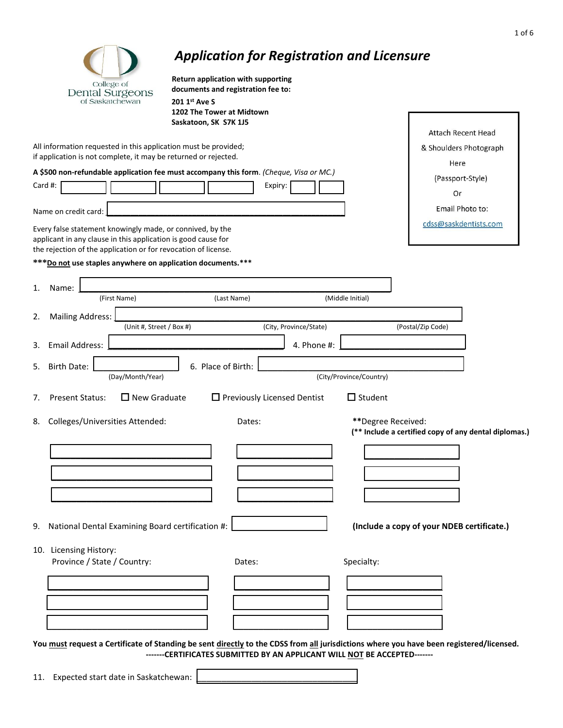College of Dental Surgeons of Saskatchewan

# *Application for Registration and Licensure*

**Return application with supporting documents and registration fee to:**

**201 1st Ave S**
**1202 The Tower at Midtown**
**Saskatoon, SK S7K 1J5**

Attach Recent Head & Shoulders Photograph Here (Passport-Style) Or Email Photo to: cdss@saskdentists.com

All information requested in this application must be provided; if application is not complete, it may be returned or rejected.

**A $500 non-refundable application fee must accompany this form**. *(Cheque, Visa or MC.)*

Card #: ____ ____ ____ ____ Expiry: ____ ____

Name on credit card: ______________________

Every false statement knowingly made, or connived, by the applicant in any clause in this application is good cause for the rejection of the application or for revocation of license.

***\*\*\*Do not use staples anywhere on application documents.\*\*\****

1. Name: ______________________
   (First Name) (Last Name) (Middle Initial)

2. Mailing Address: ______________________
   (Unit #, Street / Box #) (City, Province/State) (Postal/Zip Code)

3. Email Address: ______________________ 4. Phone #: ______________________

5. Birth Date: ______________________ (Day/Month/Year) 6. Place of Birth: ______________________ (City/Province/Country)

7. Present Status: ☐ New Graduate ☐ Previously Licensed Dentist ☐ Student

8. Colleges/Universities Attended:

| Colleges/Universities Attended: | Dates: | \*\*Degree Received: |
|---|---|---|
| | | |
| | | |
| | | |

**(\*\* Include a certified copy of any dental diplomas.)**

9. National Dental Examining Board certification #: ______________________ **(Include a copy of your NDEB certificate.)**

10. Licensing History:

| Province / State / Country: | Dates: | Specialty: |
|---|---|---|
| | | |
| | | |
| | | |

**You must request a Certificate of Standing be sent directly to the CDSS from all jurisdictions where you have been registered/licensed.**
**-------CERTIFICATES SUBMITTED BY AN APPLICANT WILL NOT BE ACCEPTED-------**

11. Expected start date in Saskatchewan: ______________________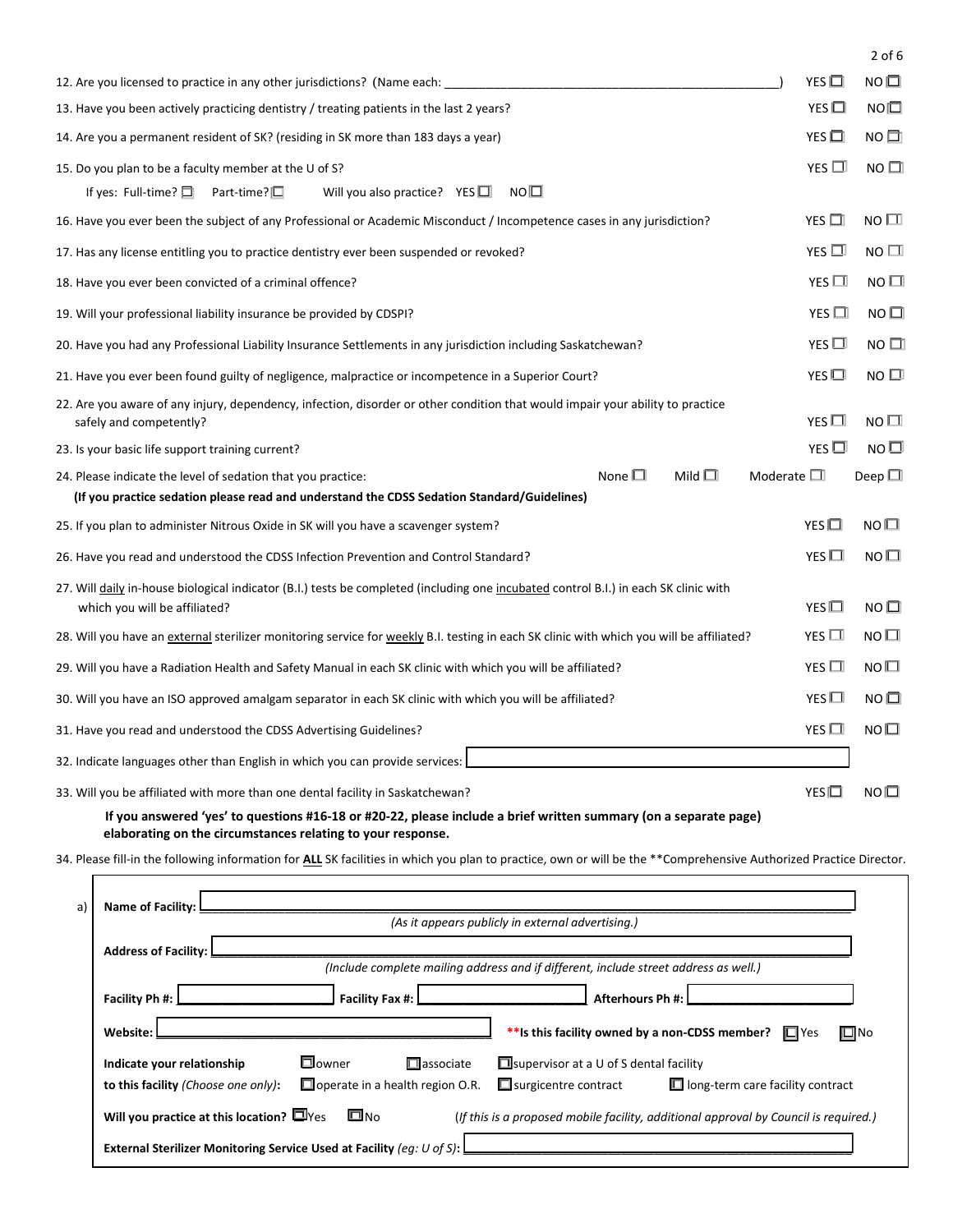12. Are you licensed to practice in any other jurisdictions? (Name each: ____________________________________________) YES ☐ NO ☐

13. Have you been actively practicing dentistry / treating patients in the last 2 years? YES ☐ NO ☐

14. Are you a permanent resident of SK? (residing in SK more than 183 days a year) YES ☐ NO ☐

15. Do you plan to be a faculty member at the U of S? YES ☐ NO ☐
    If yes: Full-time? ☐ Part-time? ☐ Will you also practice? YES ☐ NO ☐

16. Have you ever been the subject of any Professional or Academic Misconduct / Incompetence cases in any jurisdiction? YES ☐ NO ☐

17. Has any license entitling you to practice dentistry ever been suspended or revoked? YES ☐ NO ☐

18. Have you ever been convicted of a criminal offence? YES ☐ NO ☐

19. Will your professional liability insurance be provided by CDSPI? YES ☐ NO ☐

20. Have you had any Professional Liability Insurance Settlements in any jurisdiction including Saskatchewan? YES ☐ NO ☐

21. Have you ever been found guilty of negligence, malpractice or incompetence in a Superior Court? YES ☐ NO ☐

22. Are you aware of any injury, dependency, infection, disorder or other condition that would impair your ability to practice safely and competently? YES ☐ NO ☐

23. Is your basic life support training current? YES ☐ NO ☐

24. Please indicate the level of sedation that you practice: None ☐ Mild ☐ Moderate ☐ Deep ☐
    **(If you practice sedation please read and understand the CDSS Sedation Standard/Guidelines)**

25. If you plan to administer Nitrous Oxide in SK will you have a scavenger system? YES ☐ NO ☐

26. Have you read and understood the CDSS Infection Prevention and Control Standard? YES ☐ NO ☐

27. Will daily in-house biological indicator (B.I.) tests be completed (including one incubated control B.I.) in each SK clinic with which you will be affiliated? YES ☐ NO ☐

28. Will you have an external sterilizer monitoring service for weekly B.I. testing in each SK clinic with which you will be affiliated? YES ☐ NO ☐

29. Will you have a Radiation Health and Safety Manual in each SK clinic with which you will be affiliated? YES ☐ NO ☐

30. Will you have an ISO approved amalgam separator in each SK clinic with which you will be affiliated? YES ☐ NO ☐

31. Have you read and understood the CDSS Advertising Guidelines? YES ☐ NO ☐

32. Indicate languages other than English in which you can provide services: ____________________

33. Will you be affiliated with more than one dental facility in Saskatchewan? YES ☐ NO ☐

**If you answered 'yes' to questions #16-18 or #20-22, please include a brief written summary (on a separate page) elaborating on the circumstances relating to your response.**

34. Please fill-in the following information for **ALL** SK facilities in which you plan to practice, own or will be the **Comprehensive Authorized Practice Director.

a)

**Name of Facility:** ____________________________________________
*(As it appears publicly in external advertising.)*

**Address of Facility:** ____________________________________________
*(Include complete mailing address and if different, include street address as well.)*

**Facility Ph #:** ____________ **Facility Fax #:** ____________ **Afterhours Ph #:** ____________

**Website:** ____________________ ****Is this facility owned by a non-CDSS member?** ☐ Yes ☐ No

**Indicate your relationship to this facility** *(Choose one only)*: ☐ owner ☐ associate ☐ supervisor at a U of S dental facility ☐ operate in a health region O.R. ☐ surgicentre contract ☐ long-term care facility contract

**Will you practice at this location?** ☐ Yes ☐ No *(If this is a proposed mobile facility, additional approval by Council is required.)*

**External Sterilizer Monitoring Service Used at Facility** *(eg: U of S)*: ____________________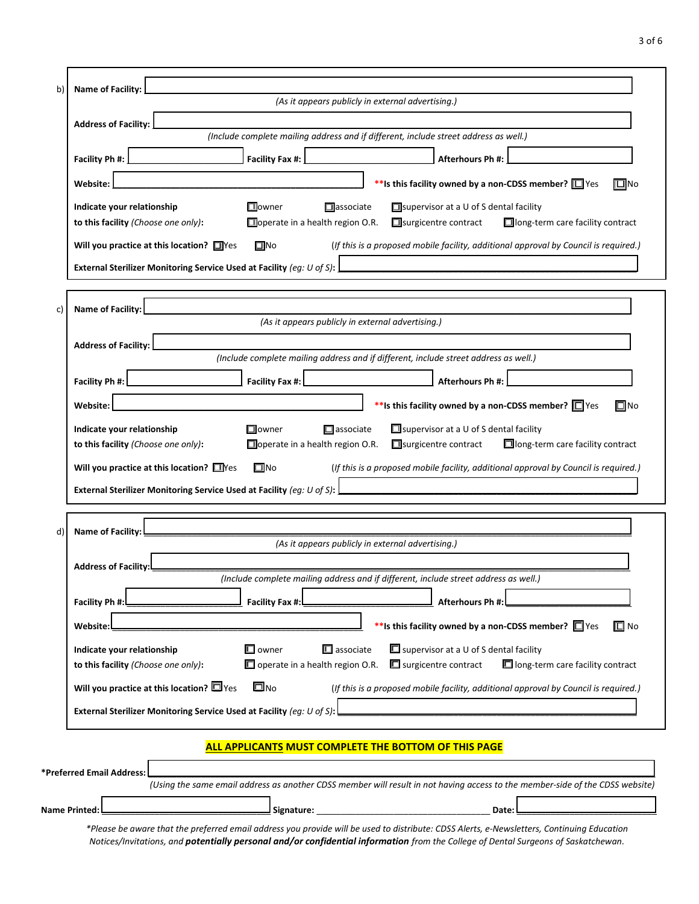b) **Name of Facility:** ____________________

*(As it appears publicly in external advertising.)*

**Address of Facility:** ____________________

*(Include complete mailing address and if different, include street address as well.)*

**Facility Ph #:** __________ **Facility Fax #:** __________ **Afterhours Ph #:** __________

**Website:** ____________________ ****Is this facility owned by a non-CDSS member?** ☐ Yes ☐ No

**Indicate your relationship to this facility** *(Choose one only)*: ☐ owner ☐ associate ☐ supervisor at a U of S dental facility ☐ operate in a health region O.R. ☐ surgicentre contract ☐ long-term care facility contract

**Will you practice at this location?** ☐ Yes ☐ No *(If this is a proposed mobile facility, additional approval by Council is required.)*

**External Sterilizer Monitoring Service Used at Facility** *(eg: U of S)*: ____________________

---

c) **Name of Facility:** ____________________

*(As it appears publicly in external advertising.)*

**Address of Facility:** ____________________

*(Include complete mailing address and if different, include street address as well.)*

**Facility Ph #:** __________ **Facility Fax #:** __________ **Afterhours Ph #:** __________

**Website:** ____________________ ****Is this facility owned by a non-CDSS member?** ☐ Yes ☐ No

**Indicate your relationship to this facility** *(Choose one only)*: ☐ owner ☐ associate ☐ supervisor at a U of S dental facility ☐ operate in a health region O.R. ☐ surgicentre contract ☐ long-term care facility contract

**Will you practice at this location?** ☐ Yes ☐ No *(If this is a proposed mobile facility, additional approval by Council is required.)*

**External Sterilizer Monitoring Service Used at Facility** *(eg: U of S)*: ____________________

---

d) **Name of Facility:** ____________________

*(As it appears publicly in external advertising.)*

**Address of Facility:** ____________________

*(Include complete mailing address and if different, include street address as well.)*

**Facility Ph #:** __________ **Facility Fax #:** __________ **Afterhours Ph #:** __________

**Website:** ____________________ ****Is this facility owned by a non-CDSS member?** ☐ Yes ☐ No

**Indicate your relationship to this facility** *(Choose one only)*: ☐ owner ☐ associate ☐ supervisor at a U of S dental facility ☐ operate in a health region O.R. ☐ surgicentre contract ☐ long-term care facility contract

**Will you practice at this location?** ☐ Yes ☐ No *(If this is a proposed mobile facility, additional approval by Council is required.)*

**External Sterilizer Monitoring Service Used at Facility** *(eg: U of S)*: ____________________

---

**ALL APPLICANTS MUST COMPLETE THE BOTTOM OF THIS PAGE**

***Preferred Email Address:** ____________________

*(Using the same email address as another CDSS member will result in not having access to the member-side of the CDSS website)*

**Name Printed:** __________ **Signature:** __________ **Date:** __________

**Please be aware that the preferred email address you provide will be used to distribute: CDSS Alerts, e-Newsletters, Continuing Education Notices/Invitations, and* ***potentially personal and/or confidential information*** *from the College of Dental Surgeons of Saskatchewan.*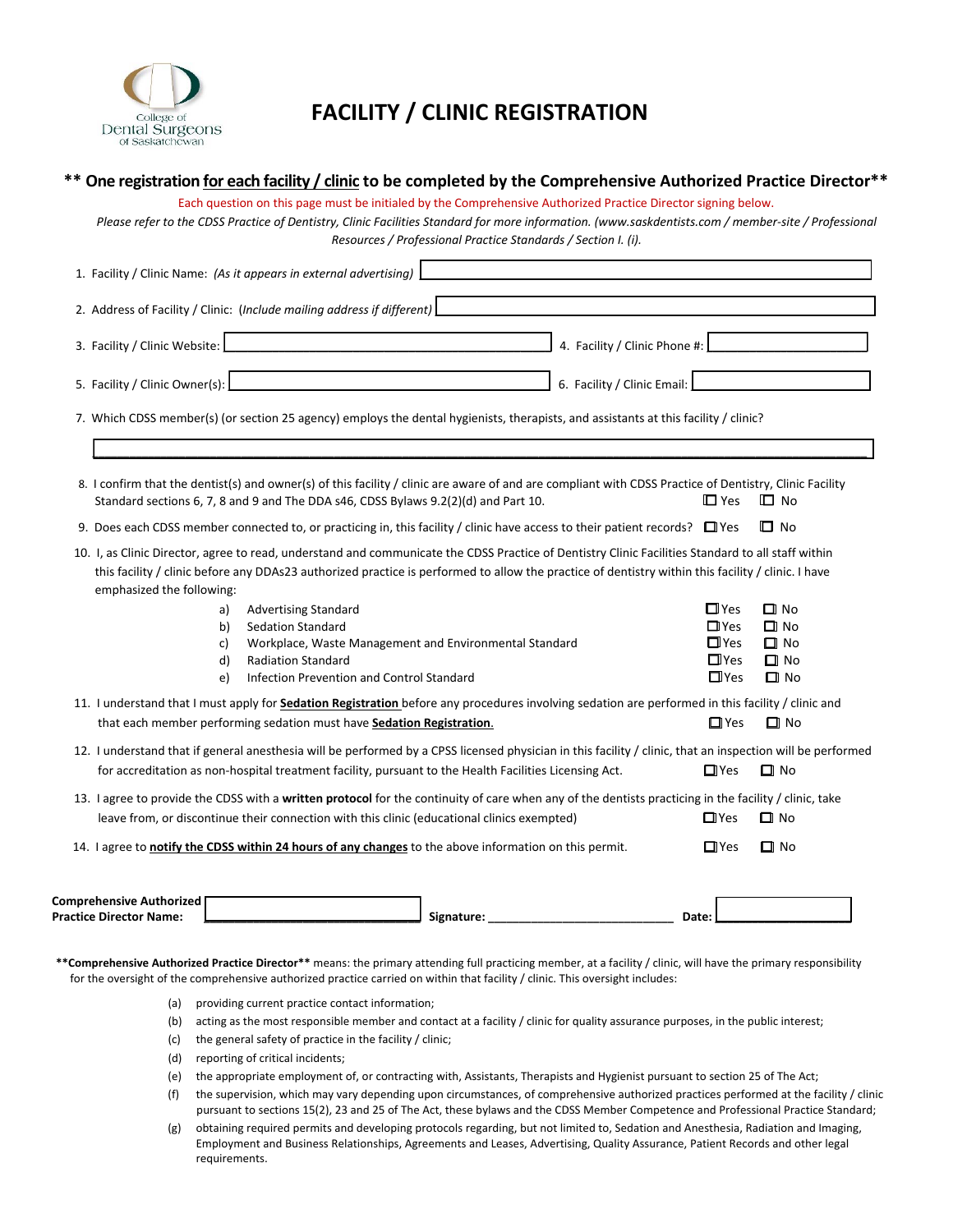College of Dental Surgeons of Saskatchewan

# FACILITY / CLINIC REGISTRATION

**\*\* One registration for each facility / clinic to be completed by the Comprehensive Authorized Practice Director\*\***

Each question on this page must be initialed by the Comprehensive Authorized Practice Director signing below.

*Please refer to the CDSS Practice of Dentistry, Clinic Facilities Standard for more information. (www.saskdentists.com / member-site / Professional Resources / Professional Practice Standards / Section I. (i).*

1. Facility / Clinic Name: *(As it appears in external advertising)* ______________________
2. Address of Facility / Clinic: *(Include mailing address if different)* ______________________
3. Facility / Clinic Website: ______________________
4. Facility / Clinic Phone #: ______________________
5. Facility / Clinic Owner(s): ______________________
6. Facility / Clinic Email: ______________________
7. Which CDSS member(s) (or section 25 agency) employs the dental hygienists, therapists, and assistants at this facility / clinic?

   ______________________________________________________________

8. I confirm that the dentist(s) and owner(s) of this facility / clinic are aware of and are compliant with CDSS Practice of Dentistry, Clinic Facility Standard sections 6, 7, 8 and 9 and The DDA s46, CDSS Bylaws 9.2(2)(d) and Part 10. ☐ Yes ☐ No
9. Does each CDSS member connected to, or practicing in, this facility / clinic have access to their patient records? ☐ Yes ☐ No
10. I, as Clinic Director, agree to read, understand and communicate the CDSS Practice of Dentistry Clinic Facilities Standard to all staff within this facility / clinic before any DDAs23 authorized practice is performed to allow the practice of dentistry within this facility / clinic. I have emphasized the following:
    a) Advertising Standard ☐ Yes ☐ No
    b) Sedation Standard ☐ Yes ☐ No
    c) Workplace, Waste Management and Environmental Standard ☐ Yes ☐ No
    d) Radiation Standard ☐ Yes ☐ No
    e) Infection Prevention and Control Standard ☐ Yes ☐ No
11. I understand that I must apply for **Sedation Registration** before any procedures involving sedation are performed in this facility / clinic and that each member performing sedation must have **Sedation Registration**. ☐ Yes ☐ No
12. I understand that if general anesthesia will be performed by a CPSS licensed physician in this facility / clinic, that an inspection will be performed for accreditation as non-hospital treatment facility, pursuant to the Health Facilities Licensing Act. ☐ Yes ☐ No
13. I agree to provide the CDSS with a **written protocol** for the continuity of care when any of the dentists practicing in the facility / clinic, take leave from, or discontinue their connection with this clinic (educational clinics exempted) ☐ Yes ☐ No
14. I agree to **notify the CDSS within 24 hours of any changes** to the above information on this permit. ☐ Yes ☐ No

**Comprehensive Authorized Practice Director Name:** ______________________ **Signature:** ______________________ **Date:** ______________

**\*\*Comprehensive Authorized Practice Director\*\*** means: the primary attending full practicing member, at a facility / clinic, will have the primary responsibility for the oversight of the comprehensive authorized practice carried on within that facility / clinic. This oversight includes:

(a) providing current practice contact information;
(b) acting as the most responsible member and contact at a facility / clinic for quality assurance purposes, in the public interest;
(c) the general safety of practice in the facility / clinic;
(d) reporting of critical incidents;
(e) the appropriate employment of, or contracting with, Assistants, Therapists and Hygienist pursuant to section 25 of The Act;
(f) the supervision, which may vary depending upon circumstances, of comprehensive authorized practices performed at the facility / clinic pursuant to sections 15(2), 23 and 25 of The Act, these bylaws and the CDSS Member Competence and Professional Practice Standard;
(g) obtaining required permits and developing protocols regarding, but not limited to, Sedation and Anesthesia, Radiation and Imaging, Employment and Business Relationships, Agreements and Leases, Advertising, Quality Assurance, Patient Records and other legal requirements.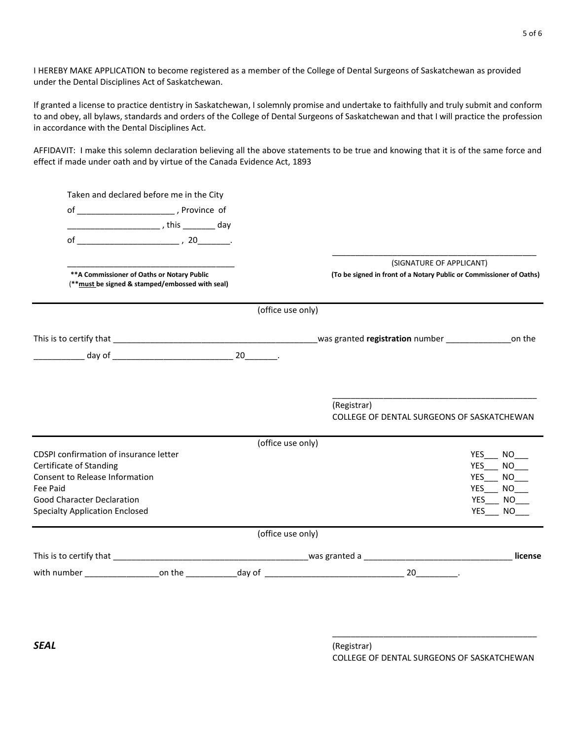I HEREBY MAKE APPLICATION to become registered as a member of the College of Dental Surgeons of Saskatchewan as provided under the Dental Disciplines Act of Saskatchewan.

If granted a license to practice dentistry in Saskatchewan, I solemnly promise and undertake to faithfully and truly submit and conform to and obey, all bylaws, standards and orders of the College of Dental Surgeons of Saskatchewan and that I will practice the profession in accordance with the Dental Disciplines Act.

AFFIDAVIT: I make this solemn declaration believing all the above statements to be true and knowing that it is of the same force and effect if made under oath and by virtue of the Canada Evidence Act, 1893

Taken and declared before me in the City

of ____________________ , Province of

___________________ , this _______ day

of _____________________ , 20_______.

_____________________________________

**\*\*A Commissioner of Oaths or Notary Public**

(**\*\*<u>must</u> be signed & stamped/embossed with seal)**

_____________________________________________

(SIGNATURE OF APPLICANT)

**(To be signed in front of a Notary Public or Commissioner of Oaths)**

---

(office use only)

This is to certify that ____________________________________________was granted **registration** number ______________on the

___________ day of __________________________ 20_______.

_____________________________________________

(Registrar)

COLLEGE OF DENTAL SURGEONS OF SASKATCHEWAN

---

(office use only)

| | |
|---|---|
| CDSPI confirmation of insurance letter | YES___ NO___ |
| Certificate of Standing | YES___ NO___ |
| Consent to Release Information | YES___ NO___ |
| Fee Paid | YES___ NO___ |
| Good Character Declaration | YES___ NO___ |
| Specialty Application Enclosed | YES___ NO___ |

---

(office use only)

This is to certify that _________________________________________was granted a _______________________________ **license**

with number ________________on the ___________day of _____________________________ 20_________.

_____________________________________________

***SEAL***

(Registrar)

COLLEGE OF DENTAL SURGEONS OF SASKATCHEWAN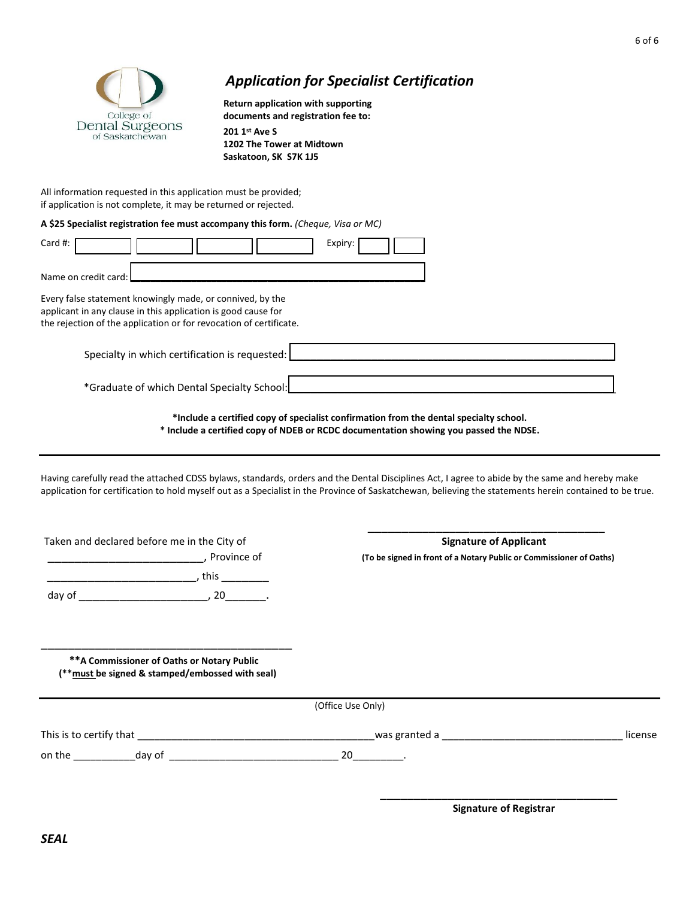College of Dental Surgeons of Saskatchewan

# *Application for Specialist Certification*

**Return application with supporting documents and registration fee to:**

**201 1st Ave S**
**1202 The Tower at Midtown**
**Saskatoon, SK S7K 1J5**

All information requested in this application must be provided; if application is not complete, it may be returned or rejected.

**A $25 Specialist registration fee must accompany this form.** *(Cheque, Visa or MC)*

Card #: \_\_\_\_\_\_\_\_ \_\_\_\_\_\_\_\_ \_\_\_\_\_\_\_\_ \_\_\_\_\_\_\_\_ Expiry: \_\_\_\_ \_\_\_\_

Name on credit card: \_\_\_\_\_\_\_\_\_\_\_\_\_\_\_\_\_\_\_\_\_\_\_\_\_\_\_\_\_\_\_\_\_\_\_\_\_\_\_\_

Every false statement knowingly made, or connived, by the applicant in any clause in this application is good cause for the rejection of the application or for revocation of certificate.

Specialty in which certification is requested: \_\_\_\_\_\_\_\_\_\_\_\_\_\_\_\_\_\_\_\_\_\_\_\_\_\_\_\_\_\_\_\_\_\_\_\_\_\_\_\_

*Graduate of which Dental Specialty School: \_\_\_\_\_\_\_\_\_\_\_\_\_\_\_\_\_\_\_\_\_\_\_\_\_\_\_\_\_\_\_\_\_\_\_\_\_\_\_\_

**\*Include a certified copy of specialist confirmation from the dental specialty school.**
**\* Include a certified copy of NDEB or RCDC documentation showing you passed the NDSE.**

---

Having carefully read the attached CDSS bylaws, standards, orders and the Dental Disciplines Act, I agree to abide by the same and hereby make application for certification to hold myself out as a Specialist in the Province of Saskatchewan, believing the statements herein contained to be true.

Taken and declared before me in the City of \_\_\_\_\_\_\_\_\_\_\_\_\_\_\_\_\_\_\_\_\_\_\_\_\_\_\_, Province of \_\_\_\_\_\_\_\_\_\_\_\_\_\_\_\_\_\_\_\_\_\_\_\_\_\_, this \_\_\_\_\_\_\_\_ day of \_\_\_\_\_\_\_\_\_\_\_\_\_\_\_\_\_\_\_\_\_\_, 20\_\_\_\_\_\_\_.

\_\_\_\_\_\_\_\_\_\_\_\_\_\_\_\_\_\_\_\_\_\_\_\_\_\_\_\_\_\_\_\_\_\_\_\_\_\_\_\_\_\_\_\_\_
**Signature of Applicant**
**(To be signed in front of a Notary Public or Commissioner of Oaths)**

\_\_\_\_\_\_\_\_\_\_\_\_\_\_\_\_\_\_\_\_\_\_\_\_\_\_\_\_\_\_\_\_\_\_\_\_\_\_\_\_\_\_\_\_\_
**\*\*A Commissioner of Oaths or Notary Public**
**(\*\*<u>must</u> be signed & stamped/embossed with seal)**

---

(Office Use Only)

This is to certify that \_\_\_\_\_\_\_\_\_\_\_\_\_\_\_\_\_\_\_\_\_\_\_\_\_\_\_\_\_\_\_\_\_\_\_\_\_\_\_\_\_\_ was granted a \_\_\_\_\_\_\_\_\_\_\_\_\_\_\_\_\_\_\_\_\_\_\_\_\_\_\_\_\_\_\_\_\_ license on the \_\_\_\_\_\_\_\_\_\_\_ day of \_\_\_\_\_\_\_\_\_\_\_\_\_\_\_\_\_\_\_\_\_\_\_\_\_\_\_\_\_\_ 20\_\_\_\_\_\_\_\_\_.

\_\_\_\_\_\_\_\_\_\_\_\_\_\_\_\_\_\_\_\_\_\_\_\_\_\_\_\_\_\_\_\_\_\_\_\_\_\_\_\_\_\_\_\_\_
**Signature of Registrar**

***SEAL***